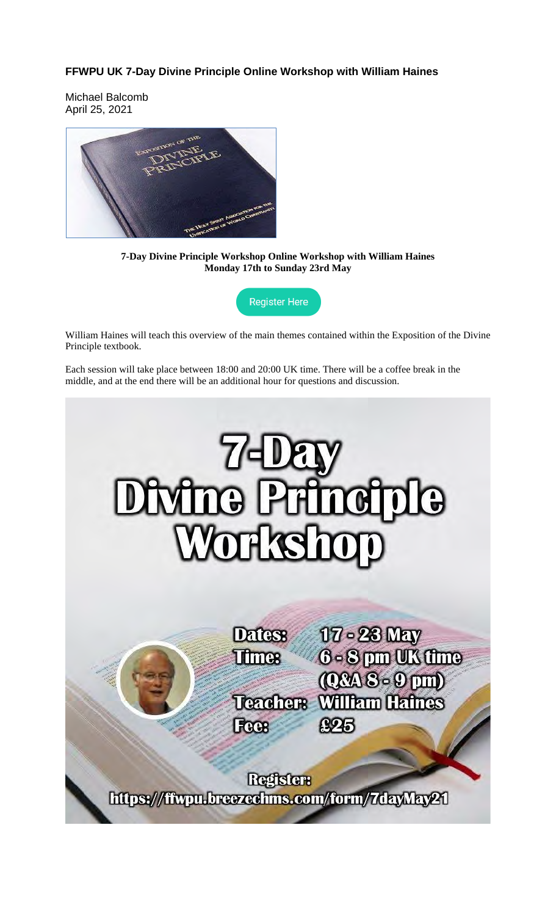# FFWPU UK 7-Day Divine Principle Online Workshop with William Haines

Michael Balcomb
April 25, 2021

**7-Day Divine Principle Workshop Online Workshop with William Haines**
**Monday 17th to Sunday 23rd May**

Register Here

William Haines will teach this overview of the main themes contained within the Exposition of the Divine Principle textbook.

Each session will take place between 18:00 and 20:00 UK time. There will be a coffee break in the middle, and at the end there will be an additional hour for questions and discussion.

**7-Day Divine Principle Workshop**

Dates: 17 - 23 May
Time: 6 - 8 pm UK time (Q&A 8 - 9 pm)
Teacher: William Haines
Fee: £25

Register:
https://ffwpu.breezechms.com/form/7dayMay21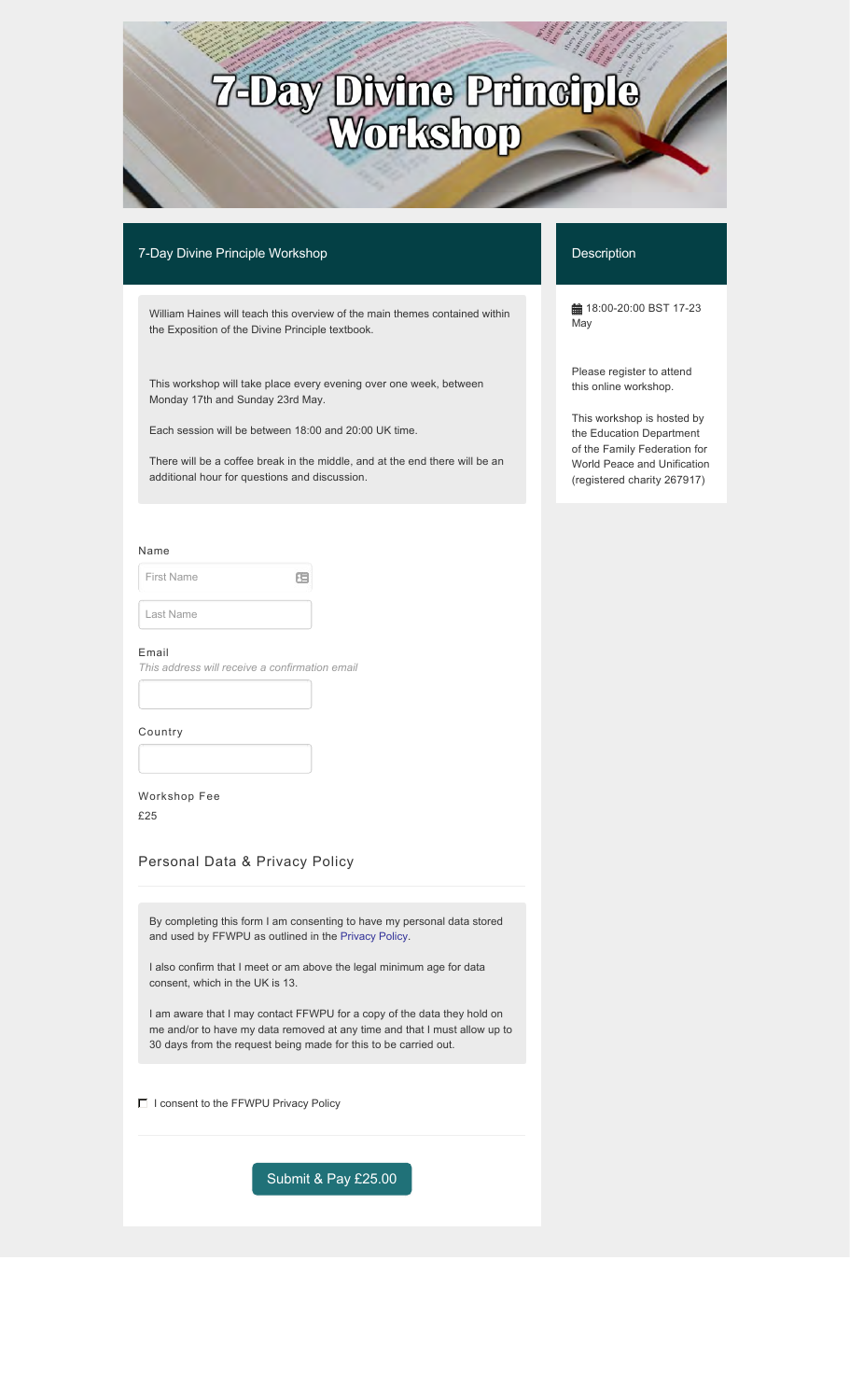# 7-Day Divine Principle Workshop

## 7-Day Divine Principle Workshop

William Haines will teach this overview of the main themes contained within the Exposition of the Divine Principle textbook.

This workshop will take place every evening over one week, between Monday 17th and Sunday 23rd May.

Each session will be between 18:00 and 20:00 UK time.

There will be a coffee break in the middle, and at the end there will be an additional hour for questions and discussion.

Name

First Name

Last Name

Email

*This address will receive a confirmation email*

Country

Workshop Fee

£25

### Personal Data & Privacy Policy

By completing this form I am consenting to have my personal data stored and used by FFWPU as outlined in the Privacy Policy.

I also confirm that I meet or am above the legal minimum age for data consent, which in the UK is 13.

I am aware that I may contact FFWPU for a copy of the data they hold on me and/or to have my data removed at any time and that I must allow up to 30 days from the request being made for this to be carried out.

☐ I consent to the FFWPU Privacy Policy

Submit & Pay £25.00

## Description

18:00-20:00 BST 17-23 May

Please register to attend this online workshop.

This workshop is hosted by the Education Department of the Family Federation for World Peace and Unification (registered charity 267917)